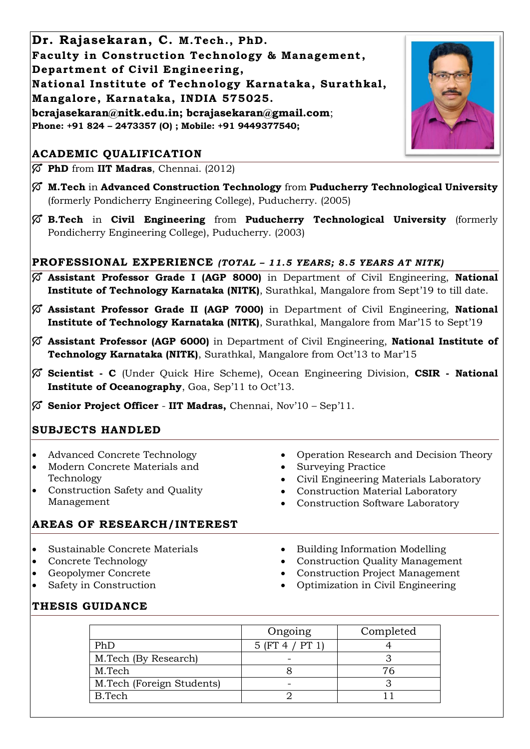**Dr. Rajasekaran, C. M.Tech., PhD.**
**Faculty in Construction Technology & Management,**
**Department of Civil Engineering,**
**National Institute of Technology Karnataka, Surathkal,**
**Mangalore, Karnataka, INDIA 575025.**
**bcrajasekaran@nitk.edu.in; bcrajasekaran@gmail.com**;
**Phone: +91 824 – 2473357 (O) ; Mobile: +91 9449377540;**

## ACADEMIC QUALIFICATION

- **PhD** from **IIT Madras**, Chennai. (2012)
- **M.Tech** in **Advanced Construction Technology** from **Puducherry Technological University** (formerly Pondicherry Engineering College), Puducherry. (2005)
- **B.Tech** in **Civil Engineering** from **Puducherry Technological University** (formerly Pondicherry Engineering College), Puducherry. (2003)

## PROFESSIONAL EXPERIENCE *(TOTAL – 11.5 YEARS; 8.5 YEARS AT NITK)*

- **Assistant Professor Grade I (AGP 8000)** in Department of Civil Engineering, **National Institute of Technology Karnataka (NITK)**, Surathkal, Mangalore from Sept'19 to till date.
- **Assistant Professor Grade II (AGP 7000)** in Department of Civil Engineering, **National Institute of Technology Karnataka (NITK)**, Surathkal, Mangalore from Mar'15 to Sept'19
- **Assistant Professor (AGP 6000)** in Department of Civil Engineering, **National Institute of Technology Karnataka (NITK)**, Surathkal, Mangalore from Oct'13 to Mar'15
- **Scientist - C** (Under Quick Hire Scheme), Ocean Engineering Division, **CSIR - National Institute of Oceanography**, Goa, Sep'11 to Oct'13.
- **Senior Project Officer** - **IIT Madras,** Chennai, Nov'10 – Sep'11.

## SUBJECTS HANDLED

- Advanced Concrete Technology
- Modern Concrete Materials and Technology
- Construction Safety and Quality Management
- Operation Research and Decision Theory
- Surveying Practice
- Civil Engineering Materials Laboratory
- Construction Material Laboratory
- Construction Software Laboratory

## AREAS OF RESEARCH/INTEREST

- Sustainable Concrete Materials
- Concrete Technology
- Geopolymer Concrete
- Safety in Construction
- Building Information Modelling
- Construction Quality Management
- Construction Project Management
- Optimization in Civil Engineering

## THESIS GUIDANCE

| | Ongoing | Completed |
|---|---|---|
| PhD | 5 (FT 4 / PT 1) | 4 |
| M.Tech (By Research) | - | 3 |
| M.Tech | 8 | 76 |
| M.Tech (Foreign Students) | - | 3 |
| B.Tech | 2 | 11 |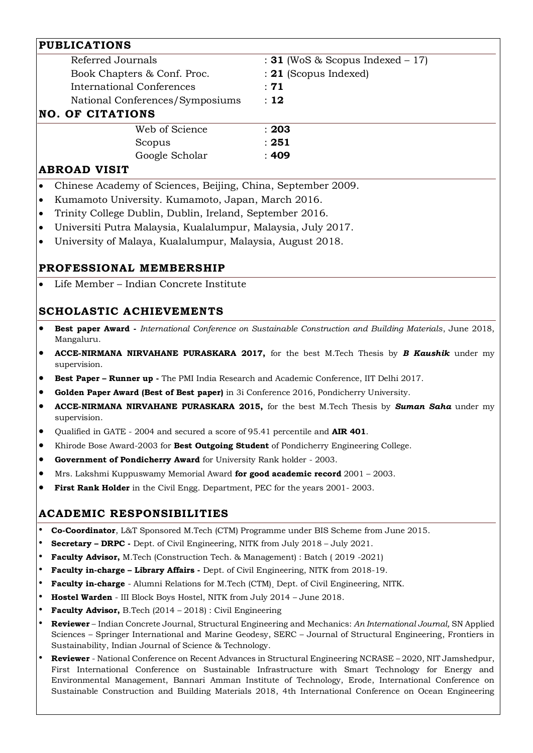## PUBLICATIONS

| | |
|---|---|
| Referred Journals | : **31** (WoS & Scopus Indexed – 17) |
| Book Chapters & Conf. Proc. | : **21** (Scopus Indexed) |
| International Conferences | : **71** |
| National Conferences/Symposiums | : **12** |

## NO. OF CITATIONS

| | |
|---|---|
| Web of Science | : **203** |
| Scopus | : **251** |
| Google Scholar | : **409** |

## ABROAD VISIT

- Chinese Academy of Sciences, Beijing, China, September 2009.
- Kumamoto University. Kumamoto, Japan, March 2016.
- Trinity College Dublin, Dublin, Ireland, September 2016.
- Universiti Putra Malaysia, Kualalumpur, Malaysia, July 2017.
- University of Malaya, Kualalumpur, Malaysia, August 2018.

## PROFESSIONAL MEMBERSHIP

- Life Member – Indian Concrete Institute

## SCHOLASTIC ACHIEVEMENTS

- **Best paper Award -** *International Conference on Sustainable Construction and Building Materials*, June 2018, Mangaluru.
- **ACCE-NIRMANA NIRVAHANE PURASKARA 2017,** for the best M.Tech Thesis by ***B Kaushik*** under my supervision.
- **Best Paper – Runner up -** The PMI India Research and Academic Conference, IIT Delhi 2017.
- **Golden Paper Award (Best of Best paper)** in 3i Conference 2016, Pondicherry University.
- **ACCE-NIRMANA NIRVAHANE PURASKARA 2015,** for the best M.Tech Thesis by ***Suman Saha*** under my supervision.
- Qualified in GATE - 2004 and secured a score of 95.41 percentile and **AIR 401**.
- Khirode Bose Award-2003 for **Best Outgoing Student** of Pondicherry Engineering College.
- **Government of Pondicherry Award** for University Rank holder - 2003.
- Mrs. Lakshmi Kuppuswamy Memorial Award **for good academic record** 2001 – 2003.
- **First Rank Holder** in the Civil Engg. Department, PEC for the years 2001- 2003.

## ACADEMIC RESPONSIBILITIES

- **Co-Coordinator**, L&T Sponsored M.Tech (CTM) Programme under BIS Scheme from June 2015.
- **Secretary – DRPC -** Dept. of Civil Engineering, NITK from July 2018 – July 2021.
- **Faculty Advisor,** M.Tech (Construction Tech. & Management) : Batch ( 2019 -2021)
- **Faculty in-charge – Library Affairs -** Dept. of Civil Engineering, NITK from 2018-19.
- **Faculty in-charge** - Alumni Relations for M.Tech (CTM), Dept. of Civil Engineering, NITK.
- **Hostel Warden** - III Block Boys Hostel, NITK from July 2014 – June 2018.
- **Faculty Advisor,** B.Tech (2014 – 2018) : Civil Engineering
- **Reviewer** – Indian Concrete Journal, Structural Engineering and Mechanics: *An International Journal,* SN Applied Sciences – Springer International and Marine Geodesy, SERC – Journal of Structural Engineering, Frontiers in Sustainability, Indian Journal of Science & Technology.
- **Reviewer** - National Conference on Recent Advances in Structural Engineering NCRASE – 2020, NIT Jamshedpur, First International Conference on Sustainable Infrastructure with Smart Technology for Energy and Environmental Management, Bannari Amman Institute of Technology, Erode, International Conference on Sustainable Construction and Building Materials 2018, 4th International Conference on Ocean Engineering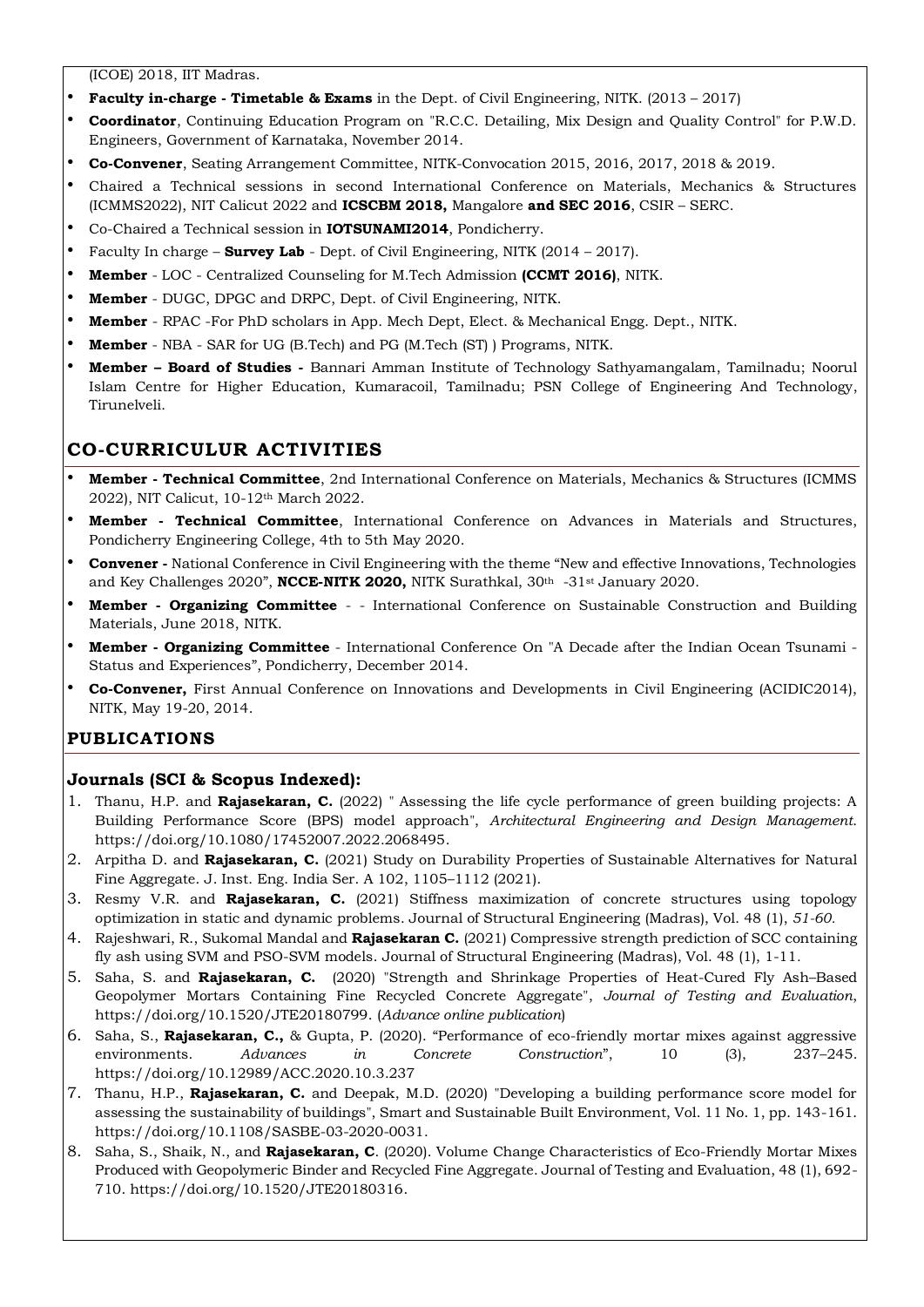(ICOE) 2018, IIT Madras.

- **Faculty in-charge - Timetable & Exams** in the Dept. of Civil Engineering, NITK. (2013 – 2017)
- **Coordinator**, Continuing Education Program on "R.C.C. Detailing, Mix Design and Quality Control" for P.W.D. Engineers, Government of Karnataka, November 2014.
- **Co-Convener**, Seating Arrangement Committee, NITK-Convocation 2015, 2016, 2017, 2018 & 2019.
- Chaired a Technical sessions in second International Conference on Materials, Mechanics & Structures (ICMMS2022), NIT Calicut 2022 and **ICSCBM 2018,** Mangalore **and SEC 2016**, CSIR – SERC.
- Co-Chaired a Technical session in **IOTSUNAMI2014**, Pondicherry.
- Faculty In charge – **Survey Lab** - Dept. of Civil Engineering, NITK (2014 – 2017).
- **Member** - LOC - Centralized Counseling for M.Tech Admission **(CCMT 2016)**, NITK.
- **Member** - DUGC, DPGC and DRPC, Dept. of Civil Engineering, NITK.
- **Member** - RPAC -For PhD scholars in App. Mech Dept, Elect. & Mechanical Engg. Dept., NITK.
- **Member** - NBA - SAR for UG (B.Tech) and PG (M.Tech (ST) ) Programs, NITK.
- **Member – Board of Studies -** Bannari Amman Institute of Technology Sathyamangalam, Tamilnadu; Noorul Islam Centre for Higher Education, Kumaracoil, Tamilnadu; PSN College of Engineering And Technology, Tirunelveli.

## CO-CURRICULUR ACTIVITIES

- **Member - Technical Committee**, 2nd International Conference on Materials, Mechanics & Structures (ICMMS 2022), NIT Calicut, 10-12th March 2022.
- **Member - Technical Committee**, International Conference on Advances in Materials and Structures, Pondicherry Engineering College, 4th to 5th May 2020.
- **Convener -** National Conference in Civil Engineering with the theme "New and effective Innovations, Technologies and Key Challenges 2020", **NCCE-NITK 2020,** NITK Surathkal, 30th -31st January 2020.
- **Member - Organizing Committee** - - International Conference on Sustainable Construction and Building Materials, June 2018, NITK.
- **Member - Organizing Committee** - International Conference On "A Decade after the Indian Ocean Tsunami - Status and Experiences", Pondicherry, December 2014.
- **Co-Convener,** First Annual Conference on Innovations and Developments in Civil Engineering (ACIDIC2014), NITK, May 19-20, 2014.

## PUBLICATIONS

### Journals (SCI & Scopus Indexed):

1. Thanu, H.P. and **Rajasekaran, C.** (2022) " Assessing the life cycle performance of green building projects: A Building Performance Score (BPS) model approach", *Architectural Engineering and Design Management*. https://doi.org/10.1080/17452007.2022.2068495.
2. Arpitha D. and **Rajasekaran, C.** (2021) Study on Durability Properties of Sustainable Alternatives for Natural Fine Aggregate. J. Inst. Eng. India Ser. A 102, 1105–1112 (2021).
3. Resmy V.R. and **Rajasekaran, C.** (2021) Stiffness maximization of concrete structures using topology optimization in static and dynamic problems. Journal of Structural Engineering (Madras), Vol. 48 (1), *51-60*.
4. Rajeshwari, R., Sukomal Mandal and **Rajasekaran C.** (2021) Compressive strength prediction of SCC containing fly ash using SVM and PSO-SVM models. Journal of Structural Engineering (Madras), Vol. 48 (1), 1-11.
5. Saha, S. and **Rajasekaran, C.** (2020) "Strength and Shrinkage Properties of Heat-Cured Fly Ash–Based Geopolymer Mortars Containing Fine Recycled Concrete Aggregate", *Journal of Testing and Evaluation*, https://doi.org/10.1520/JTE20180799. (*Advance online publication*)
6. Saha, S., **Rajasekaran, C.,** & Gupta, P. (2020). "Performance of eco-friendly mortar mixes against aggressive environments. *Advances in Concrete Construction*", 10 (3), 237–245. https://doi.org/10.12989/ACC.2020.10.3.237
7. Thanu, H.P., **Rajasekaran, C.** and Deepak, M.D. (2020) "Developing a building performance score model for assessing the sustainability of buildings", Smart and Sustainable Built Environment, Vol. 11 No. 1, pp. 143-161. https://doi.org/10.1108/SASBE-03-2020-0031.
8. Saha, S., Shaik, N., and **Rajasekaran, C**. (2020). Volume Change Characteristics of Eco-Friendly Mortar Mixes Produced with Geopolymeric Binder and Recycled Fine Aggregate. Journal of Testing and Evaluation, 48 (1), 692-710. https://doi.org/10.1520/JTE20180316.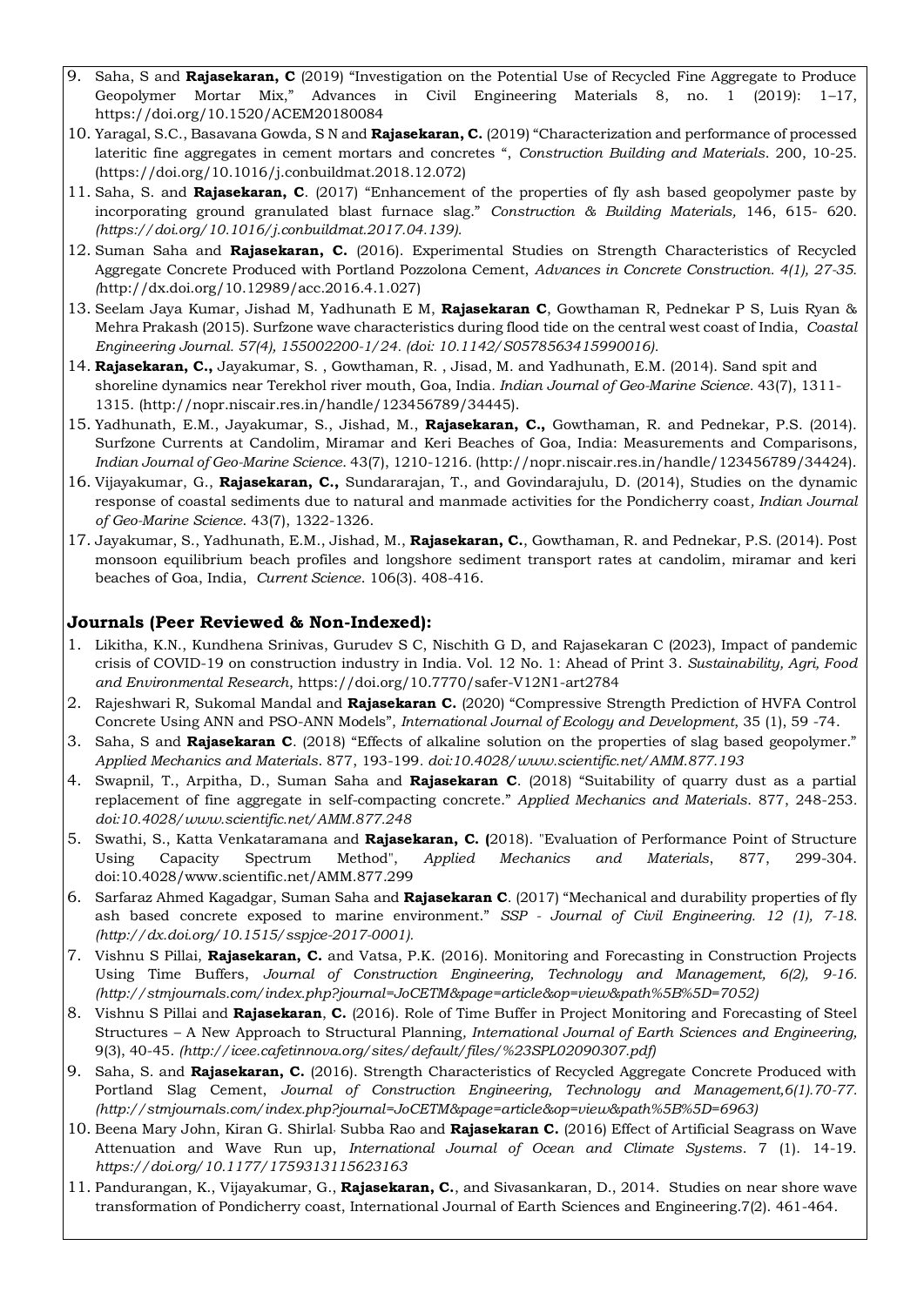9. Saha, S and **Rajasekaran, C** (2019) "Investigation on the Potential Use of Recycled Fine Aggregate to Produce Geopolymer Mortar Mix," Advances in Civil Engineering Materials 8, no. 1 (2019): 1–17, https://doi.org/10.1520/ACEM20180084
10. Yaragal, S.C., Basavana Gowda, S N and **Rajasekaran, C.** (2019) "Characterization and performance of processed lateritic fine aggregates in cement mortars and concretes ", *Construction Building and Materials*. 200, 10-25. (https://doi.org/10.1016/j.conbuildmat.2018.12.072)
11. Saha, S. and **Rajasekaran, C**. (2017) "Enhancement of the properties of fly ash based geopolymer paste by incorporating ground granulated blast furnace slag." *Construction & Building Materials,* 146, 615- 620. *(https://doi.org/10.1016/j.conbuildmat.2017.04.139).*
12. Suman Saha and **Rajasekaran, C.** (2016). Experimental Studies on Strength Characteristics of Recycled Aggregate Concrete Produced with Portland Pozzolona Cement, *Advances in Concrete Construction. 4(1), 27-35. (*http://dx.doi.org/10.12989/acc.2016.4.1.027)
13. Seelam Jaya Kumar, Jishad M, Yadhunath E M, **Rajasekaran C**, Gowthaman R, Pednekar P S, Luis Ryan & Mehra Prakash (2015). Surfzone wave characteristics during flood tide on the central west coast of India, *Coastal Engineering Journal. 57(4), 155002200-1/24. (doi: 10.1142/S0578563415990016).*
14. **Rajasekaran, C.,** Jayakumar, S. , Gowthaman, R. , Jisad, M. and Yadhunath, E.M. (2014). Sand spit and shoreline dynamics near Terekhol river mouth, Goa, India. *Indian Journal of Geo-Marine Science*. 43(7), 1311-1315. (http://nopr.niscair.res.in/handle/123456789/34445).
15. Yadhunath, E.M., Jayakumar, S., Jishad, M., **Rajasekaran, C.,** Gowthaman, R. and Pednekar, P.S. (2014). Surfzone Currents at Candolim, Miramar and Keri Beaches of Goa, India: Measurements and Comparisons, *Indian Journal of Geo-Marine Science*. 43(7), 1210-1216. (http://nopr.niscair.res.in/handle/123456789/34424).
16. Vijayakumar, G., **Rajasekaran, C.,** Sundararajan, T., and Govindarajulu, D. (2014), Studies on the dynamic response of coastal sediments due to natural and manmade activities for the Pondicherry coast*, Indian Journal of Geo-Marine Science*. 43(7), 1322-1326.
17. Jayakumar, S., Yadhunath, E.M., Jishad, M., **Rajasekaran, C.**, Gowthaman, R. and Pednekar, P.S. (2014). Post monsoon equilibrium beach profiles and longshore sediment transport rates at candolim, miramar and keri beaches of Goa, India, *Current Science*. 106(3). 408-416.

### Journals (Peer Reviewed & Non-Indexed):

1. Likitha, K.N., Kundhena Srinivas, Gurudev S C, Nischith G D, and Rajasekaran C (2023), Impact of pandemic crisis of COVID-19 on construction industry in India. Vol. 12 No. 1: Ahead of Print 3. *Sustainability, Agri, Food and Environmental Research*, https://doi.org/10.7770/safer-V12N1-art2784
2. Rajeshwari R, Sukomal Mandal and **Rajasekaran C.** (2020) "Compressive Strength Prediction of HVFA Control Concrete Using ANN and PSO-ANN Models", *International Journal of Ecology and Development*, 35 (1), 59 -74.
3. Saha, S and **Rajasekaran C**. (2018) "Effects of alkaline solution on the properties of slag based geopolymer." *Applied Mechanics and Materials*. 877, 193-199. *doi:10.4028/www.scientific.net/AMM.877.193*
4. Swapnil, T., Arpitha, D., Suman Saha and **Rajasekaran C**. (2018) "Suitability of quarry dust as a partial replacement of fine aggregate in self-compacting concrete." *Applied Mechanics and Materials*. 877, 248-253. *doi:10.4028/www.scientific.net/AMM.877.248*
5. Swathi, S., Katta Venkataramana and **Rajasekaran, C. (**2018). "Evaluation of Performance Point of Structure Using Capacity Spectrum Method", *Applied Mechanics and Materials*, 877, 299-304. doi:10.4028/www.scientific.net/AMM.877.299
6. Sarfaraz Ahmed Kagadgar, Suman Saha and **Rajasekaran C**. (2017) "Mechanical and durability properties of fly ash based concrete exposed to marine environment." *SSP - Journal of Civil Engineering. 12 (1), 7-18. (http://dx.doi.org/10.1515/sspjce-2017-0001).*
7. Vishnu S Pillai, **Rajasekaran, C.** and Vatsa, P.K. (2016). Monitoring and Forecasting in Construction Projects Using Time Buffers, *Journal of Construction Engineering, Technology and Management, 6(2), 9-16. (http://stmjournals.com/index.php?journal=JoCETM&page=article&op=view&path%5B%5D=7052)*
8. Vishnu S Pillai and **Rajasekaran**, **C.** (2016). Role of Time Buffer in Project Monitoring and Forecasting of Steel Structures – A New Approach to Structural Planning*, International Journal of Earth Sciences and Engineering,* 9(3), 40-45. *(http://icee.cafetinnova.org/sites/default/files/%23SPL02090307.pdf)*
9. Saha, S. and **Rajasekaran, C.** (2016). Strength Characteristics of Recycled Aggregate Concrete Produced with Portland Slag Cement, *Journal of Construction Engineering, Technology and Management,6(1).70-77. (http://stmjournals.com/index.php?journal=JoCETM&page=article&op=view&path%5B%5D=6963)*
10. Beena Mary John, Kiran G. Shirlal, Subba Rao and **Rajasekaran C.** (2016) Effect of Artificial Seagrass on Wave Attenuation and Wave Run up, *International Journal of Ocean and Climate Systems*. 7 (1). 14-19. *https://doi.org/10.1177/1759313115623163*
11. Pandurangan, K., Vijayakumar, G., **Rajasekaran, C.**, and Sivasankaran, D., 2014. Studies on near shore wave transformation of Pondicherry coast, International Journal of Earth Sciences and Engineering.7(2). 461-464.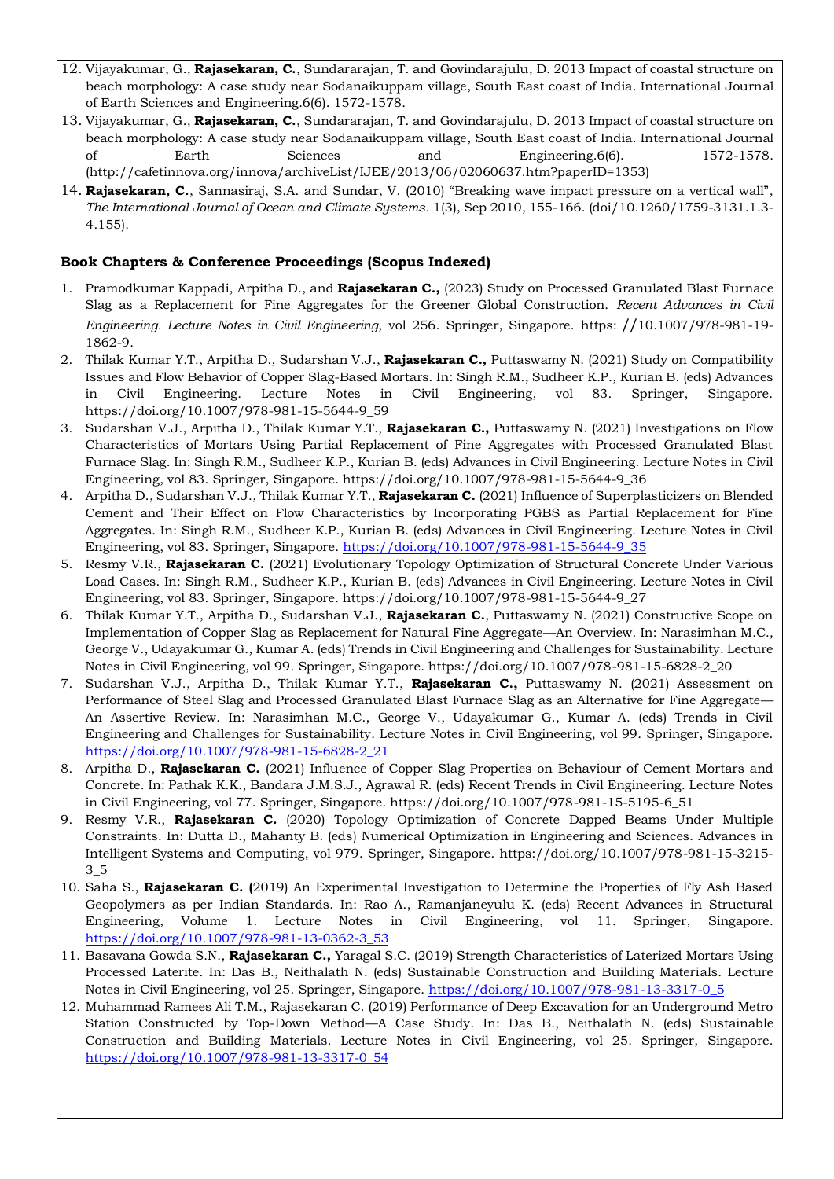12. Vijayakumar, G., **Rajasekaran, C.**, Sundararajan, T. and Govindarajulu, D. 2013 Impact of coastal structure on beach morphology: A case study near Sodanaikuppam village, South East coast of India. International Journal of Earth Sciences and Engineering.6(6). 1572-1578.
13. Vijayakumar, G., **Rajasekaran, C.**, Sundararajan, T. and Govindarajulu, D. 2013 Impact of coastal structure on beach morphology: A case study near Sodanaikuppam village, South East coast of India. International Journal of Earth Sciences and Engineering.6(6). 1572-1578. (http://cafetinnova.org/innova/archiveList/IJEE/2013/06/02060637.htm?paperID=1353)
14. **Rajasekaran, C.**, Sannasiraj, S.A. and Sundar, V. (2010) "Breaking wave impact pressure on a vertical wall", *The International Journal of Ocean and Climate Systems*. 1(3), Sep 2010, 155-166. (doi/10.1260/1759-3131.1.3-4.155).

**Book Chapters & Conference Proceedings (Scopus Indexed)**

1. Pramodkumar Kappadi, Arpitha D., and **Rajasekaran C.,** (2023) Study on Processed Granulated Blast Furnace Slag as a Replacement for Fine Aggregates for the Greener Global Construction. *Recent Advances in Civil Engineering. Lecture Notes in Civil Engineering*, vol 256. Springer, Singapore. https: //10.1007/978-981-19-1862-9.
2. Thilak Kumar Y.T., Arpitha D., Sudarshan V.J., **Rajasekaran C.,** Puttaswamy N. (2021) Study on Compatibility Issues and Flow Behavior of Copper Slag-Based Mortars. In: Singh R.M., Sudheer K.P., Kurian B. (eds) Advances in Civil Engineering. Lecture Notes in Civil Engineering, vol 83. Springer, Singapore. https://doi.org/10.1007/978-981-15-5644-9_59
3. Sudarshan V.J., Arpitha D., Thilak Kumar Y.T., **Rajasekaran C.,** Puttaswamy N. (2021) Investigations on Flow Characteristics of Mortars Using Partial Replacement of Fine Aggregates with Processed Granulated Blast Furnace Slag. In: Singh R.M., Sudheer K.P., Kurian B. (eds) Advances in Civil Engineering. Lecture Notes in Civil Engineering, vol 83. Springer, Singapore. https://doi.org/10.1007/978-981-15-5644-9_36
4. Arpitha D., Sudarshan V.J., Thilak Kumar Y.T., **Rajasekaran C.** (2021) Influence of Superplasticizers on Blended Cement and Their Effect on Flow Characteristics by Incorporating PGBS as Partial Replacement for Fine Aggregates. In: Singh R.M., Sudheer K.P., Kurian B. (eds) Advances in Civil Engineering. Lecture Notes in Civil Engineering, vol 83. Springer, Singapore. https://doi.org/10.1007/978-981-15-5644-9_35
5. Resmy V.R., **Rajasekaran C.** (2021) Evolutionary Topology Optimization of Structural Concrete Under Various Load Cases. In: Singh R.M., Sudheer K.P., Kurian B. (eds) Advances in Civil Engineering. Lecture Notes in Civil Engineering, vol 83. Springer, Singapore. https://doi.org/10.1007/978-981-15-5644-9_27
6. Thilak Kumar Y.T., Arpitha D., Sudarshan V.J., **Rajasekaran C.**, Puttaswamy N. (2021) Constructive Scope on Implementation of Copper Slag as Replacement for Natural Fine Aggregate—An Overview. In: Narasimhan M.C., George V., Udayakumar G., Kumar A. (eds) Trends in Civil Engineering and Challenges for Sustainability. Lecture Notes in Civil Engineering, vol 99. Springer, Singapore. https://doi.org/10.1007/978-981-15-6828-2_20
7. Sudarshan V.J., Arpitha D., Thilak Kumar Y.T., **Rajasekaran C.,** Puttaswamy N. (2021) Assessment on Performance of Steel Slag and Processed Granulated Blast Furnace Slag as an Alternative for Fine Aggregate—An Assertive Review. In: Narasimhan M.C., George V., Udayakumar G., Kumar A. (eds) Trends in Civil Engineering and Challenges for Sustainability. Lecture Notes in Civil Engineering, vol 99. Springer, Singapore. https://doi.org/10.1007/978-981-15-6828-2_21
8. Arpitha D., **Rajasekaran C.** (2021) Influence of Copper Slag Properties on Behaviour of Cement Mortars and Concrete. In: Pathak K.K., Bandara J.M.S.J., Agrawal R. (eds) Recent Trends in Civil Engineering. Lecture Notes in Civil Engineering, vol 77. Springer, Singapore. https://doi.org/10.1007/978-981-15-5195-6_51
9. Resmy V.R., **Rajasekaran C.** (2020) Topology Optimization of Concrete Dapped Beams Under Multiple Constraints. In: Dutta D., Mahanty B. (eds) Numerical Optimization in Engineering and Sciences. Advances in Intelligent Systems and Computing, vol 979. Springer, Singapore. https://doi.org/10.1007/978-981-15-3215-3_5
10. Saha S., **Rajasekaran C. (**2019) An Experimental Investigation to Determine the Properties of Fly Ash Based Geopolymers as per Indian Standards. In: Rao A., Ramanjaneyulu K. (eds) Recent Advances in Structural Engineering, Volume 1. Lecture Notes in Civil Engineering, vol 11. Springer, Singapore. https://doi.org/10.1007/978-981-13-0362-3_53
11. Basavana Gowda S.N., **Rajasekaran C.,** Yaragal S.C. (2019) Strength Characteristics of Laterized Mortars Using Processed Laterite. In: Das B., Neithalath N. (eds) Sustainable Construction and Building Materials. Lecture Notes in Civil Engineering, vol 25. Springer, Singapore. https://doi.org/10.1007/978-981-13-3317-0_5
12. Muhammad Ramees Ali T.M., Rajasekaran C. (2019) Performance of Deep Excavation for an Underground Metro Station Constructed by Top-Down Method—A Case Study. In: Das B., Neithalath N. (eds) Sustainable Construction and Building Materials. Lecture Notes in Civil Engineering, vol 25. Springer, Singapore. https://doi.org/10.1007/978-981-13-3317-0_54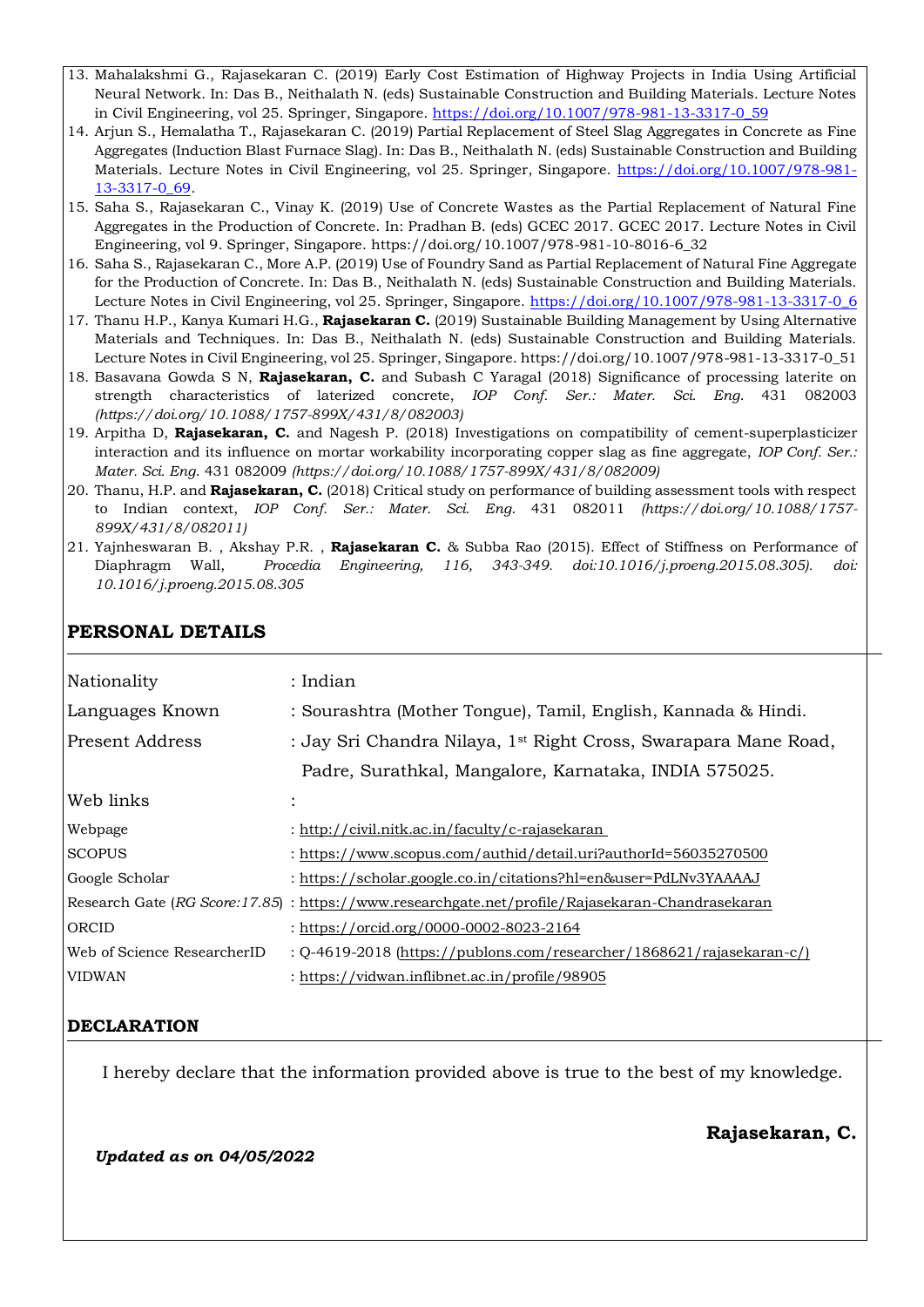13. Mahalakshmi G., Rajasekaran C. (2019) Early Cost Estimation of Highway Projects in India Using Artificial Neural Network. In: Das B., Neithalath N. (eds) Sustainable Construction and Building Materials. Lecture Notes in Civil Engineering, vol 25. Springer, Singapore. https://doi.org/10.1007/978-981-13-3317-0_59
14. Arjun S., Hemalatha T., Rajasekaran C. (2019) Partial Replacement of Steel Slag Aggregates in Concrete as Fine Aggregates (Induction Blast Furnace Slag). In: Das B., Neithalath N. (eds) Sustainable Construction and Building Materials. Lecture Notes in Civil Engineering, vol 25. Springer, Singapore. https://doi.org/10.1007/978-981-13-3317-0_69.
15. Saha S., Rajasekaran C., Vinay K. (2019) Use of Concrete Wastes as the Partial Replacement of Natural Fine Aggregates in the Production of Concrete. In: Pradhan B. (eds) GCEC 2017. GCEC 2017. Lecture Notes in Civil Engineering, vol 9. Springer, Singapore. https://doi.org/10.1007/978-981-10-8016-6_32
16. Saha S., Rajasekaran C., More A.P. (2019) Use of Foundry Sand as Partial Replacement of Natural Fine Aggregate for the Production of Concrete. In: Das B., Neithalath N. (eds) Sustainable Construction and Building Materials. Lecture Notes in Civil Engineering, vol 25. Springer, Singapore. https://doi.org/10.1007/978-981-13-3317-0_6
17. Thanu H.P., Kanya Kumari H.G., **Rajasekaran C.** (2019) Sustainable Building Management by Using Alternative Materials and Techniques. In: Das B., Neithalath N. (eds) Sustainable Construction and Building Materials. Lecture Notes in Civil Engineering, vol 25. Springer, Singapore. https://doi.org/10.1007/978-981-13-3317-0_51
18. Basavana Gowda S N, **Rajasekaran, C.** and Subash C Yaragal (2018) Significance of processing laterite on strength characteristics of laterized concrete, *IOP Conf. Ser.: Mater. Sci. Eng.* 431 082003 *(https://doi.org/10.1088/1757-899X/431/8/082003)*
19. Arpitha D, **Rajasekaran, C.** and Nagesh P. (2018) Investigations on compatibility of cement-superplasticizer interaction and its influence on mortar workability incorporating copper slag as fine aggregate, *IOP Conf. Ser.: Mater. Sci. Eng.* 431 082009 *(https://doi.org/10.1088/1757-899X/431/8/082009)*
20. Thanu, H.P. and **Rajasekaran, C.** (2018) Critical study on performance of building assessment tools with respect to Indian context, *IOP Conf. Ser.: Mater. Sci. Eng.* 431 082011 *(https://doi.org/10.1088/1757-899X/431/8/082011)*
21. Yajnheswaran B. , Akshay P.R. , **Rajasekaran C.** & Subba Rao (2015). Effect of Stiffness on Performance of Diaphragm Wall, *Procedia Engineering, 116, 343-349. doi:10.1016/j.proeng.2015.08.305). doi: 10.1016/j.proeng.2015.08.305*

## PERSONAL DETAILS

| | |
|---|---|
| Nationality | : Indian |
| Languages Known | : Sourashtra (Mother Tongue), Tamil, English, Kannada & Hindi. |
| Present Address | : Jay Sri Chandra Nilaya, 1st Right Cross, Swarapara Mane Road, Padre, Surathkal, Mangalore, Karnataka, INDIA 575025. |
| Web links | : |
| Webpage | : http://civil.nitk.ac.in/faculty/c-rajasekaran |
| SCOPUS | : https://www.scopus.com/authid/detail.uri?authorId=56035270500 |
| Google Scholar | : https://scholar.google.co.in/citations?hl=en&user=PdLNv3YAAAAJ |
| Research Gate (*RG Score:17.85*) | : https://www.researchgate.net/profile/Rajasekaran-Chandrasekaran |
| ORCID | : https://orcid.org/0000-0002-8023-2164 |
| Web of Science ResearcherID | : Q-4619-2018 (https://publons.com/researcher/1868621/rajasekaran-c/) |
| VIDWAN | : https://vidwan.inflibnet.ac.in/profile/98905 |

## DECLARATION

I hereby declare that the information provided above is true to the best of my knowledge.

**Rajasekaran, C.**

***Updated as on 04/05/2022***